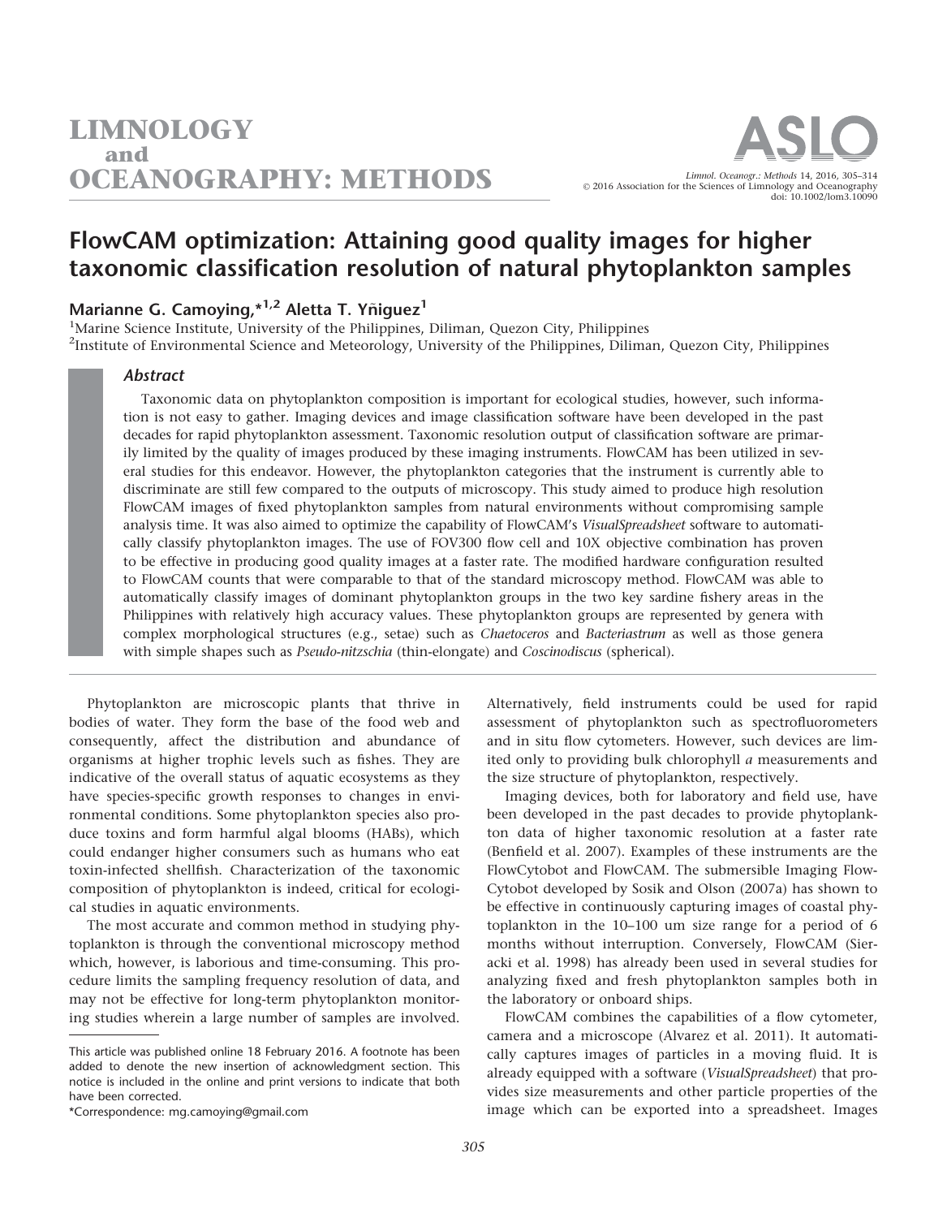# FlowCAM optimization: Attaining good quality images for higher taxonomic classification resolution of natural phytoplankton samples

**Marianne G. Camoying,**[*1,2] **Aletta T. Yñiguez**[1]

[1]Marine Science Institute, University of the Philippines, Diliman, Quezon City, Philippines
[2]Institute of Environmental Science and Meteorology, University of the Philippines, Diliman, Quezon City, Philippines

## Abstract

Taxonomic data on phytoplankton composition is important for ecological studies, however, such information is not easy to gather. Imaging devices and image classification software have been developed in the past decades for rapid phytoplankton assessment. Taxonomic resolution output of classification software are primarily limited by the quality of images produced by these imaging instruments. FlowCAM has been utilized in several studies for this endeavor. However, the phytoplankton categories that the instrument is currently able to discriminate are still few compared to the outputs of microscopy. This study aimed to produce high resolution FlowCAM images of fixed phytoplankton samples from natural environments without compromising sample analysis time. It was also aimed to optimize the capability of FlowCAM's *VisualSpreadsheet* software to automatically classify phytoplankton images. The use of FOV300 flow cell and 10X objective combination has proven to be effective in producing good quality images at a faster rate. The modified hardware configuration resulted to FlowCAM counts that were comparable to that of the standard microscopy method. FlowCAM was able to automatically classify images of dominant phytoplankton groups in the two key sardine fishery areas in the Philippines with relatively high accuracy values. These phytoplankton groups are represented by genera with complex morphological structures (e.g., setae) such as *Chaetoceros* and *Bacteriastrum* as well as those genera with simple shapes such as *Pseudo-nitzschia* (thin-elongate) and *Coscinodiscus* (spherical).

Phytoplankton are microscopic plants that thrive in bodies of water. They form the base of the food web and consequently, affect the distribution and abundance of organisms at higher trophic levels such as fishes. They are indicative of the overall status of aquatic ecosystems as they have species-specific growth responses to changes in environmental conditions. Some phytoplankton species also produce toxins and form harmful algal blooms (HABs), which could endanger higher consumers such as humans who eat toxin-infected shellfish. Characterization of the taxonomic composition of phytoplankton is indeed, critical for ecological studies in aquatic environments.

The most accurate and common method in studying phytoplankton is through the conventional microscopy method which, however, is laborious and time-consuming. This procedure limits the sampling frequency resolution of data, and may not be effective for long-term phytoplankton monitoring studies wherein a large number of samples are involved. Alternatively, field instruments could be used for rapid assessment of phytoplankton such as spectrofluorometers and in situ flow cytometers. However, such devices are limited only to providing bulk chlorophyll *a* measurements and the size structure of phytoplankton, respectively.

Imaging devices, both for laboratory and field use, have been developed in the past decades to provide phytoplankton data of higher taxonomic resolution at a faster rate (Benfield et al. 2007). Examples of these instruments are the FlowCytobot and FlowCAM. The submersible Imaging FlowCytobot developed by Sosik and Olson (2007a) has shown to be effective in continuously capturing images of coastal phytoplankton in the 10–100 um size range for a period of 6 months without interruption. Conversely, FlowCAM (Sieracki et al. 1998) has already been used in several studies for analyzing fixed and fresh phytoplankton samples both in the laboratory or onboard ships.

FlowCAM combines the capabilities of a flow cytometer, camera and a microscope (Alvarez et al. 2011). It automatically captures images of particles in a moving fluid. It is already equipped with a software (*VisualSpreadsheet*) that provides size measurements and other particle properties of the image which can be exported into a spreadsheet. Images

---

This article was published online 18 February 2016. A footnote has been added to denote the new insertion of acknowledgment section. This notice is included in the online and print versions to indicate that both have been corrected.

*Correspondence: mg.camoying@gmail.com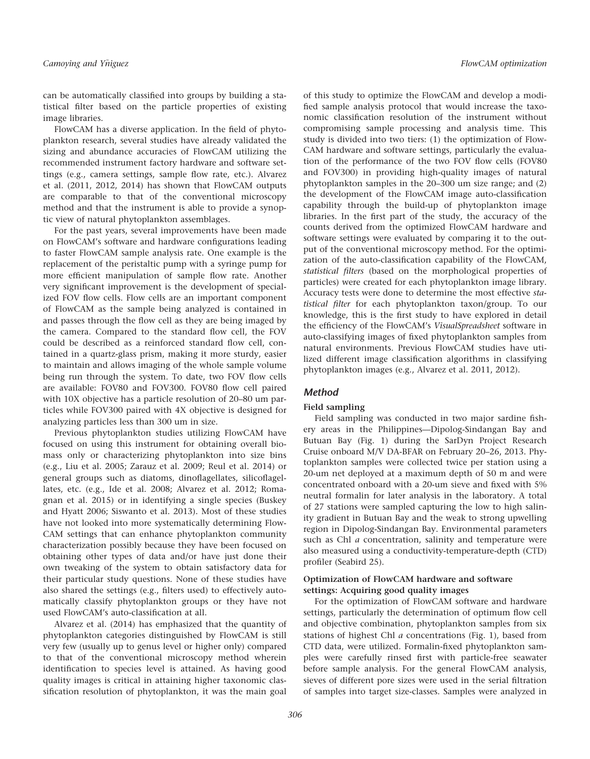can be automatically classified into groups by building a statistical filter based on the particle properties of existing image libraries.

FlowCAM has a diverse application. In the field of phytoplankton research, several studies have already validated the sizing and abundance accuracies of FlowCAM utilizing the recommended instrument factory hardware and software settings (e.g., camera settings, sample flow rate, etc.). Alvarez et al. (2011, 2012, 2014) has shown that FlowCAM outputs are comparable to that of the conventional microscopy method and that the instrument is able to provide a synoptic view of natural phytoplankton assemblages.

For the past years, several improvements have been made on FlowCAM's software and hardware configurations leading to faster FlowCAM sample analysis rate. One example is the replacement of the peristaltic pump with a syringe pump for more efficient manipulation of sample flow rate. Another very significant improvement is the development of specialized FOV flow cells. Flow cells are an important component of FlowCAM as the sample being analyzed is contained in and passes through the flow cell as they are being imaged by the camera. Compared to the standard flow cell, the FOV could be described as a reinforced standard flow cell, contained in a quartz-glass prism, making it more sturdy, easier to maintain and allows imaging of the whole sample volume being run through the system. To date, two FOV flow cells are available: FOV80 and FOV300. FOV80 flow cell paired with 10X objective has a particle resolution of 20–80 um particles while FOV300 paired with 4X objective is designed for analyzing particles less than 300 um in size.

Previous phytoplankton studies utilizing FlowCAM have focused on using this instrument for obtaining overall biomass only or characterizing phytoplankton into size bins (e.g., Liu et al. 2005; Zarauz et al. 2009; Reul et al. 2014) or general groups such as diatoms, dinoflagellates, silicoflagellates, etc. (e.g., Ide et al. 2008; Alvarez et al. 2012; Romagnan et al. 2015) or in identifying a single species (Buskey and Hyatt 2006; Siswanto et al. 2013). Most of these studies have not looked into more systematically determining FlowCAM settings that can enhance phytoplankton community characterization possibly because they have been focused on obtaining other types of data and/or have just done their own tweaking of the system to obtain satisfactory data for their particular study questions. None of these studies have also shared the settings (e.g., filters used) to effectively automatically classify phytoplankton groups or they have not used FlowCAM's auto-classification at all.

Alvarez et al. (2014) has emphasized that the quantity of phytoplankton categories distinguished by FlowCAM is still very few (usually up to genus level or higher only) compared to that of the conventional microscopy method wherein identification to species level is attained. As having good quality images is critical in attaining higher taxonomic classification resolution of phytoplankton, it was the main goal of this study to optimize the FlowCAM and develop a modified sample analysis protocol that would increase the taxonomic classification resolution of the instrument without compromising sample processing and analysis time. This study is divided into two tiers: (1) the optimization of FlowCAM hardware and software settings, particularly the evaluation of the performance of the two FOV flow cells (FOV80 and FOV300) in providing high-quality images of natural phytoplankton samples in the 20–300 um size range; and (2) the development of the FlowCAM image auto-classification capability through the build-up of phytoplankton image libraries. In the first part of the study, the accuracy of the counts derived from the optimized FlowCAM hardware and software settings were evaluated by comparing it to the output of the conventional microscopy method. For the optimization of the auto-classification capability of the FlowCAM, *statistical filters* (based on the morphological properties of particles) were created for each phytoplankton image library. Accuracy tests were done to determine the most effective *statistical filter* for each phytoplankton taxon/group. To our knowledge, this is the first study to have explored in detail the efficiency of the FlowCAM's *VisualSpreadsheet* software in auto-classifying images of fixed phytoplankton samples from natural environments. Previous FlowCAM studies have utilized different image classification algorithms in classifying phytoplankton images (e.g., Alvarez et al. 2011, 2012).

## Method

### Field sampling

Field sampling was conducted in two major sardine fishery areas in the Philippines—Dipolog-Sindangan Bay and Butuan Bay (Fig. 1) during the SarDyn Project Research Cruise onboard M/V DA-BFAR on February 20–26, 2013. Phytoplankton samples were collected twice per station using a 20-um net deployed at a maximum depth of 50 m and were concentrated onboard with a 20-um sieve and fixed with 5% neutral formalin for later analysis in the laboratory. A total of 27 stations were sampled capturing the low to high salinity gradient in Butuan Bay and the weak to strong upwelling region in Dipolog-Sindangan Bay. Environmental parameters such as Chl *a* concentration, salinity and temperature were also measured using a conductivity-temperature-depth (CTD) profiler (Seabird 25).

### Optimization of FlowCAM hardware and software settings: Acquiring good quality images

For the optimization of FlowCAM software and hardware settings, particularly the determination of optimum flow cell and objective combination, phytoplankton samples from six stations of highest Chl *a* concentrations (Fig. 1), based from CTD data, were utilized. Formalin-fixed phytoplankton samples were carefully rinsed first with particle-free seawater before sample analysis. For the general FlowCAM analysis, sieves of different pore sizes were used in the serial filtration of samples into target size-classes. Samples were analyzed in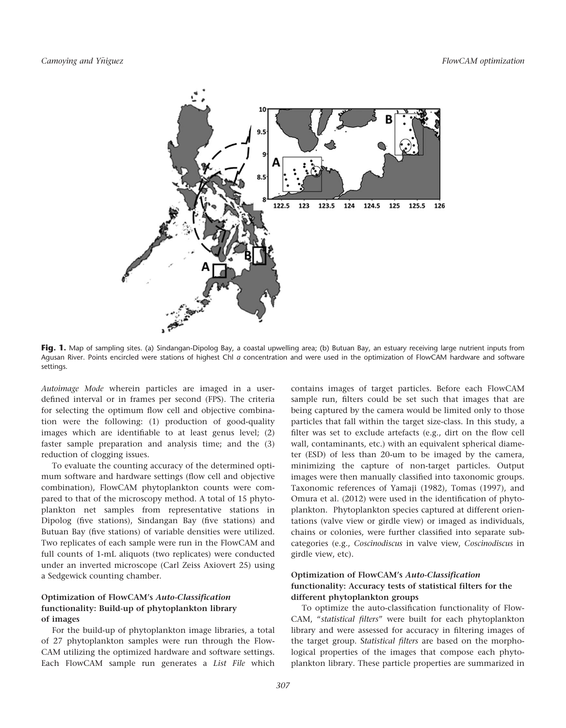**Fig. 1.** Map of sampling sites. (a) Sindangan-Dipolog Bay, a coastal upwelling area; (b) Butuan Bay, an estuary receiving large nutrient inputs from Agusan River. Points encircled were stations of highest Chl *a* concentration and were used in the optimization of FlowCAM hardware and software settings.

*Autoimage Mode* wherein particles are imaged in a user-defined interval or in frames per second (FPS). The criteria for selecting the optimum flow cell and objective combination were the following: (1) production of good-quality images which are identifiable to at least genus level; (2) faster sample preparation and analysis time; and the (3) reduction of clogging issues.

To evaluate the counting accuracy of the determined optimum software and hardware settings (flow cell and objective combination), FlowCAM phytoplankton counts were compared to that of the microscopy method. A total of 15 phytoplankton net samples from representative stations in Dipolog (five stations), Sindangan Bay (five stations) and Butuan Bay (five stations) of variable densities were utilized. Two replicates of each sample were run in the FlowCAM and full counts of 1-mL aliquots (two replicates) were conducted under an inverted microscope (Carl Zeiss Axiovert 25) using a Sedgewick counting chamber.

### Optimization of FlowCAM's *Auto-Classification* functionality: Build-up of phytoplankton library of images

For the build-up of phytoplankton image libraries, a total of 27 phytoplankton samples were run through the FlowCAM utilizing the optimized hardware and software settings. Each FlowCAM sample run generates a *List File* which contains images of target particles. Before each FlowCAM sample run, filters could be set such that images that are being captured by the camera would be limited only to those particles that fall within the target size-class. In this study, a filter was set to exclude artefacts (e.g., dirt on the flow cell wall, contaminants, etc.) with an equivalent spherical diameter (ESD) of less than 20-um to be imaged by the camera, minimizing the capture of non-target particles. Output images were then manually classified into taxonomic groups. Taxonomic references of Yamaji (1982), Tomas (1997), and Omura et al. (2012) were used in the identification of phytoplankton. Phytoplankton species captured at different orientations (valve view or girdle view) or imaged as individuals, chains or colonies, were further classified into separate subcategories (e.g., *Coscinodiscus* in valve view, *Coscinodiscus* in girdle view, etc).

### Optimization of FlowCAM's *Auto-Classification* functionality: Accuracy tests of statistical filters for the different phytoplankton groups

To optimize the auto-classification functionality of FlowCAM, "*statistical filters*" were built for each phytoplankton library and were assessed for accuracy in filtering images of the target group. S*tatistical filters* are based on the morphological properties of the images that compose each phytoplankton library. These particle properties are summarized in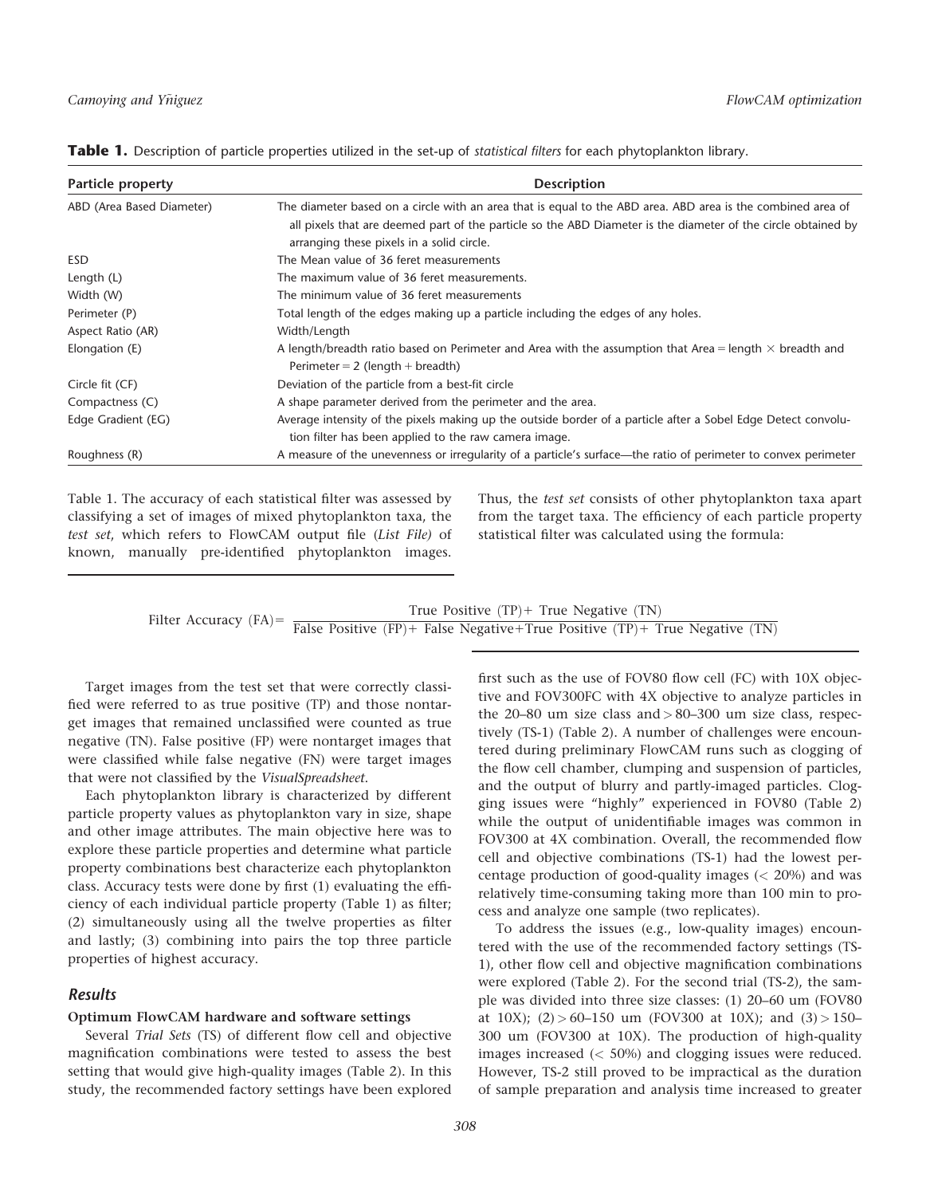**Table 1.** Description of particle properties utilized in the set-up of *statistical filters* for each phytoplankton library.

| Particle property | Description |
|---|---|
| ABD (Area Based Diameter) | The diameter based on a circle with an area that is equal to the ABD area. ABD area is the combined area of all pixels that are deemed part of the particle so the ABD Diameter is the diameter of the circle obtained by arranging these pixels in a solid circle. |
| ESD | The Mean value of 36 feret measurements |
| Length (L) | The maximum value of 36 feret measurements. |
| Width (W) | The minimum value of 36 feret measurements |
| Perimeter (P) | Total length of the edges making up a particle including the edges of any holes. |
| Aspect Ratio (AR) | Width/Length |
| Elongation (E) | A length/breadth ratio based on Perimeter and Area with the assumption that Area = length × breadth and Perimeter = 2 (length + breadth) |
| Circle fit (CF) | Deviation of the particle from a best-fit circle |
| Compactness (C) | A shape parameter derived from the perimeter and the area. |
| Edge Gradient (EG) | Average intensity of the pixels making up the outside border of a particle after a Sobel Edge Detect convolution filter has been applied to the raw camera image. |
| Roughness (R) | A measure of the unevenness or irregularity of a particle's surface—the ratio of perimeter to convex perimeter |

Table 1. The accuracy of each statistical filter was assessed by classifying a set of images of mixed phytoplankton taxa, the *test set*, which refers to FlowCAM output file (*List File*) of known, manually pre-identified phytoplankton images. Thus, the *test set* consists of other phytoplankton taxa apart from the target taxa. The efficiency of each particle property statistical filter was calculated using the formula:

$$\text{Filter Accuracy (FA)} = \frac{\text{True Positive (TP)} + \text{True Negative (TN)}}{\text{False Positive (FP)} + \text{False Negative} + \text{True Positive (TP)} + \text{True Negative (TN)}}$$

Target images from the test set that were correctly classified were referred to as true positive (TP) and those nontarget images that remained unclassified were counted as true negative (TN). False positive (FP) were nontarget images that were classified while false negative (FN) were target images that were not classified by the *VisualSpreadsheet*.

Each phytoplankton library is characterized by different particle property values as phytoplankton vary in size, shape and other image attributes. The main objective here was to explore these particle properties and determine what particle property combinations best characterize each phytoplankton class. Accuracy tests were done by first (1) evaluating the efficiency of each individual particle property (Table 1) as filter; (2) simultaneously using all the twelve properties as filter and lastly; (3) combining into pairs the top three particle properties of highest accuracy.

## Results

### Optimum FlowCAM hardware and software settings

Several *Trial Sets* (TS) of different flow cell and objective magnification combinations were tested to assess the best setting that would give high-quality images (Table 2). In this study, the recommended factory settings have been explored first such as the use of FOV80 flow cell (FC) with 10X objective and FOV300FC with 4X objective to analyze particles in the 20–80 um size class and > 80–300 um size class, respectively (TS-1) (Table 2). A number of challenges were encountered during preliminary FlowCAM runs such as clogging of the flow cell chamber, clumping and suspension of particles, and the output of blurry and partly-imaged particles. Clogging issues were "highly" experienced in FOV80 (Table 2) while the output of unidentifiable images was common in FOV300 at 4X combination. Overall, the recommended flow cell and objective combinations (TS-1) had the lowest percentage production of good-quality images (< 20%) and was relatively time-consuming taking more than 100 min to process and analyze one sample (two replicates).

To address the issues (e.g., low-quality images) encountered with the use of the recommended factory settings (TS-1), other flow cell and objective magnification combinations were explored (Table 2). For the second trial (TS-2), the sample was divided into three size classes: (1) 20–60 um (FOV80 at 10X); (2) > 60–150 um (FOV300 at 10X); and (3) > 150–300 um (FOV300 at 10X). The production of high-quality images increased (< 50%) and clogging issues were reduced. However, TS-2 still proved to be impractical as the duration of sample preparation and analysis time increased to greater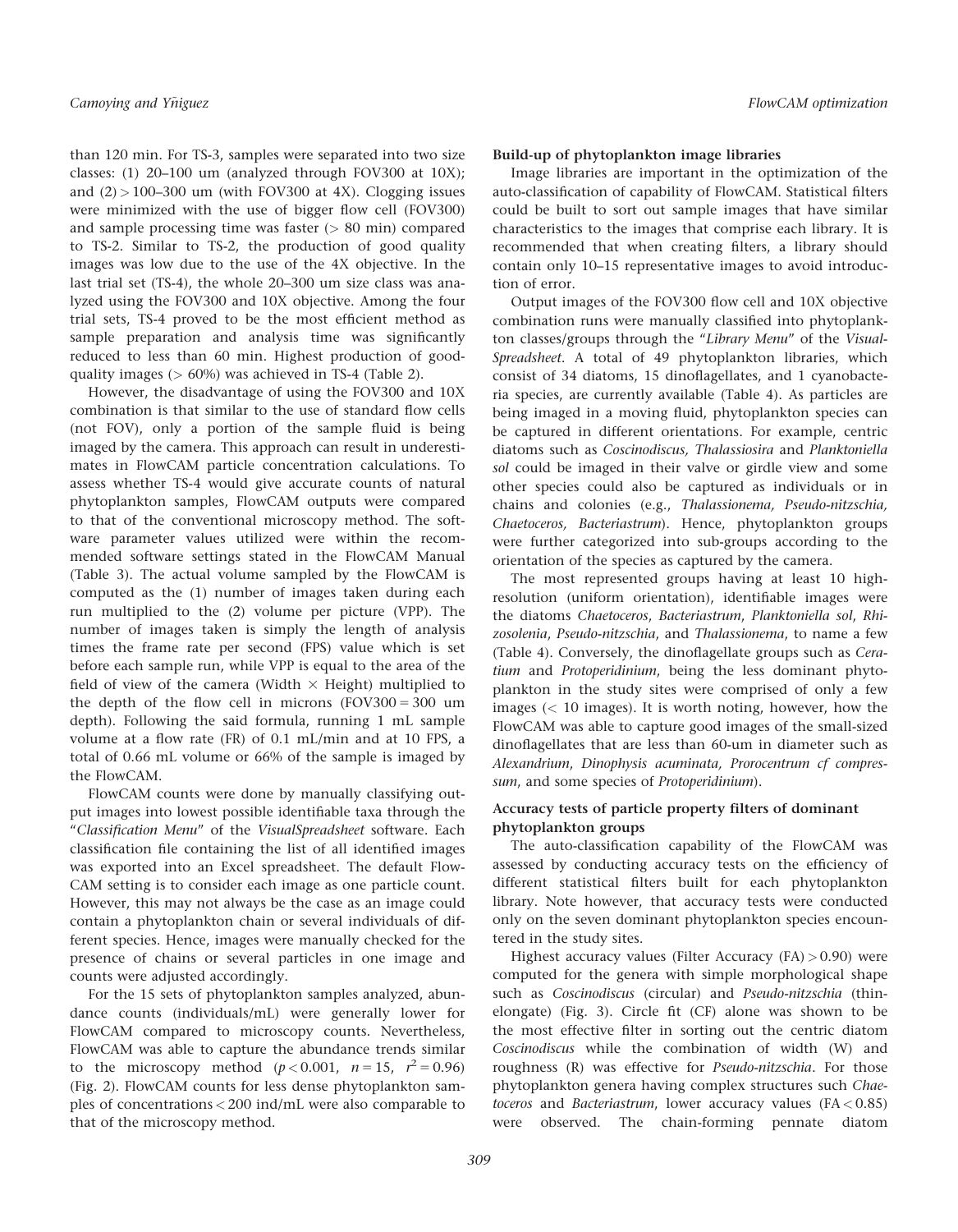than 120 min. For TS-3, samples were separated into two size classes: (1) 20–100 um (analyzed through FOV300 at 10X); and (2) > 100–300 um (with FOV300 at 4X). Clogging issues were minimized with the use of bigger flow cell (FOV300) and sample processing time was faster (> 80 min) compared to TS-2. Similar to TS-2, the production of good quality images was low due to the use of the 4X objective. In the last trial set (TS-4), the whole 20–300 um size class was analyzed using the FOV300 and 10X objective. Among the four trial sets, TS-4 proved to be the most efficient method as sample preparation and analysis time was significantly reduced to less than 60 min. Highest production of good-quality images (> 60%) was achieved in TS-4 (Table 2).

However, the disadvantage of using the FOV300 and 10X combination is that similar to the use of standard flow cells (not FOV), only a portion of the sample fluid is being imaged by the camera. This approach can result in underestimates in FlowCAM particle concentration calculations. To assess whether TS-4 would give accurate counts of natural phytoplankton samples, FlowCAM outputs were compared to that of the conventional microscopy method. The software parameter values utilized were within the recommended software settings stated in the FlowCAM Manual (Table 3). The actual volume sampled by the FlowCAM is computed as the (1) number of images taken during each run multiplied to the (2) volume per picture (VPP). The number of images taken is simply the length of analysis times the frame rate per second (FPS) value which is set before each sample run, while VPP is equal to the area of the field of view of the camera (Width × Height) multiplied to the depth of the flow cell in microns (FOV300 = 300 um depth). Following the said formula, running 1 mL sample volume at a flow rate (FR) of 0.1 mL/min and at 10 FPS, a total of 0.66 mL volume or 66% of the sample is imaged by the FlowCAM.

FlowCAM counts were done by manually classifying output images into lowest possible identifiable taxa through the "*Classification Menu*" of the *VisualSpreadsheet* software. Each classification file containing the list of all identified images was exported into an Excel spreadsheet. The default FlowCAM setting is to consider each image as one particle count. However, this may not always be the case as an image could contain a phytoplankton chain or several individuals of different species. Hence, images were manually checked for the presence of chains or several particles in one image and counts were adjusted accordingly.

For the 15 sets of phytoplankton samples analyzed, abundance counts (individuals/mL) were generally lower for FlowCAM compared to microscopy counts. Nevertheless, FlowCAM was able to capture the abundance trends similar to the microscopy method ($p < 0.001$, $n = 15$, $r^2 = 0.96$) (Fig. 2). FlowCAM counts for less dense phytoplankton samples of concentrations < 200 ind/mL were also comparable to that of the microscopy method.

#### Build-up of phytoplankton image libraries

Image libraries are important in the optimization of the auto-classification of capability of FlowCAM. Statistical filters could be built to sort out sample images that have similar characteristics to the images that comprise each library. It is recommended that when creating filters, a library should contain only 10–15 representative images to avoid introduction of error.

Output images of the FOV300 flow cell and 10X objective combination runs were manually classified into phytoplankton classes/groups through the "*Library Menu*" of the *VisualSpreadsheet*. A total of 49 phytoplankton libraries, which consist of 34 diatoms, 15 dinoflagellates, and 1 cyanobacteria species, are currently available (Table 4). As particles are being imaged in a moving fluid, phytoplankton species can be captured in different orientations. For example, centric diatoms such as *Coscinodiscus, Thalassiosira* and *Planktoniella sol* could be imaged in their valve or girdle view and some other species could also be captured as individuals or in chains and colonies (e.g., *Thalassionema, Pseudo-nitzschia, Chaetoceros, Bacteriastrum*). Hence, phytoplankton groups were further categorized into sub-groups according to the orientation of the species as captured by the camera.

The most represented groups having at least 10 high-resolution (uniform orientation), identifiable images were the diatoms *Chaetoceros*, *Bacteriastrum*, *Planktoniella sol*, *Rhizosolenia*, *Pseudo-nitzschia*, and *Thalassionema*, to name a few (Table 4). Conversely, the dinoflagellate groups such as *Ceratium* and *Protoperidinium*, being the less dominant phytoplankton in the study sites were comprised of only a few images (< 10 images). It is worth noting, however, how the FlowCAM was able to capture good images of the small-sized dinoflagellates that are less than 60-um in diameter such as *Alexandrium*, *Dinophysis acuminata, Prorocentrum cf compressum*, and some species of *Protoperidinium*).

#### Accuracy tests of particle property filters of dominant phytoplankton groups

The auto-classification capability of the FlowCAM was assessed by conducting accuracy tests on the efficiency of different statistical filters built for each phytoplankton library. Note however, that accuracy tests were conducted only on the seven dominant phytoplankton species encountered in the study sites.

Highest accuracy values (Filter Accuracy (FA) > 0.90) were computed for the genera with simple morphological shape such as *Coscinodiscus* (circular) and *Pseudo-nitzschia* (thin-elongate) (Fig. 3). Circle fit (CF) alone was shown to be the most effective filter in sorting out the centric diatom *Coscinodiscus* while the combination of width (W) and roughness (R) was effective for *Pseudo-nitzschia*. For those phytoplankton genera having complex structures such *Chaetoceros* and *Bacteriastrum*, lower accuracy values (FA < 0.85) were observed. The chain-forming pennate diatom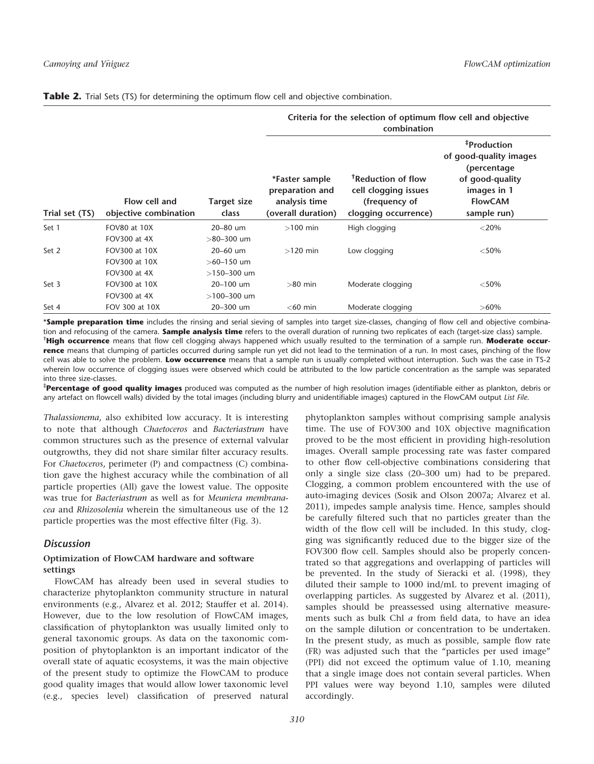**Table 2.** Trial Sets (TS) for determining the optimum flow cell and objective combination.

| Trial set (TS) | Flow cell and objective combination | Target size class | Criteria for the selection of optimum flow cell and objective combination | | |
|---|---|---|---|---|---|
| | | | *Faster sample preparation and analysis time (overall duration) | †Reduction of flow cell clogging issues (frequency of clogging occurrence) | ‡Production of good-quality images (percentage of good-quality images in 1 FlowCAM sample run) |
| Set 1 | FOV80 at 10X | 20–80 um | >100 min | High clogging | <20% |
| | FOV300 at 4X | >80–300 um | | | |
| Set 2 | FOV300 at 10X | 20–60 um | >120 min | Low clogging | <50% |
| | FOV300 at 10X | >60–150 um | | | |
| | FOV300 at 4X | >150–300 um | | | |
| Set 3 | FOV300 at 10X | 20–100 um | >80 min | Moderate clogging | <50% |
| | FOV300 at 4X | >100–300 um | | | |
| Set 4 | FOV 300 at 10X | 20–300 um | <60 min | Moderate clogging | >60% |

***Sample preparation time** includes the rinsing and serial sieving of samples into target size-classes, changing of flow cell and objective combination and refocusing of the camera. **Sample analysis time** refers to the overall duration of running two replicates of each (target-size class) sample.
†**High occurrence** means that flow cell clogging always happened which usually resulted to the termination of a sample run. **Moderate occurrence** means that clumping of particles occurred during sample run yet did not lead to the termination of a run. In most cases, pinching of the flow cell was able to solve the problem. **Low occurrence** means that a sample run is usually completed without interruption. Such was the case in TS-2 wherein low occurrence of clogging issues were observed which could be attributed to the low particle concentration as the sample was separated into three size-classes.
‡**Percentage of good quality images** produced was computed as the number of high resolution images (identifiable either as plankton, debris or any artefact on flowcell walls) divided by the total images (including blurry and unidentifiable images) captured in the FlowCAM output *List File*.

*Thalassionema*, also exhibited low accuracy. It is interesting to note that although *Chaetoceros* and *Bacteriastrum* have common structures such as the presence of external valvular outgrowths, they did not share similar filter accuracy results. For *Chaetoceros*, perimeter (P) and compactness (C) combination gave the highest accuracy while the combination of all particle properties (All) gave the lowest value. The opposite was true for *Bacteriastrum* as well as for *Meuniera membranacea* and *Rhizosolenia* wherein the simultaneous use of the 12 particle properties was the most effective filter (Fig. 3).

## Discussion

### Optimization of FlowCAM hardware and software settings

FlowCAM has already been used in several studies to characterize phytoplankton community structure in natural environments (e.g., Alvarez et al. 2012; Stauffer et al. 2014). However, due to the low resolution of FlowCAM images, classification of phytoplankton was usually limited only to general taxonomic groups. As data on the taxonomic composition of phytoplankton is an important indicator of the overall state of aquatic ecosystems, it was the main objective of the present study to optimize the FlowCAM to produce good quality images that would allow lower taxonomic level (e.g., species level) classification of preserved natural phytoplankton samples without comprising sample analysis time. The use of FOV300 and 10X objective magnification proved to be the most efficient in providing high-resolution images. Overall sample processing rate was faster compared to other flow cell-objective combinations considering that only a single size class (20–300 um) had to be prepared. Clogging, a common problem encountered with the use of auto-imaging devices (Sosik and Olson 2007a; Alvarez et al. 2011), impedes sample analysis time. Hence, samples should be carefully filtered such that no particles greater than the width of the flow cell will be included. In this study, clogging was significantly reduced due to the bigger size of the FOV300 flow cell. Samples should also be properly concentrated so that aggregations and overlapping of particles will be prevented. In the study of Sieracki et al. (1998), they diluted their sample to 1000 ind/mL to prevent imaging of overlapping particles. As suggested by Alvarez et al. (2011), samples should be preassessed using alternative measurements such as bulk Chl *a* from field data, to have an idea on the sample dilution or concentration to be undertaken. In the present study, as much as possible, sample flow rate (FR) was adjusted such that the "particles per used image" (PPI) did not exceed the optimum value of 1.10, meaning that a single image does not contain several particles. When PPI values were way beyond 1.10, samples were diluted accordingly.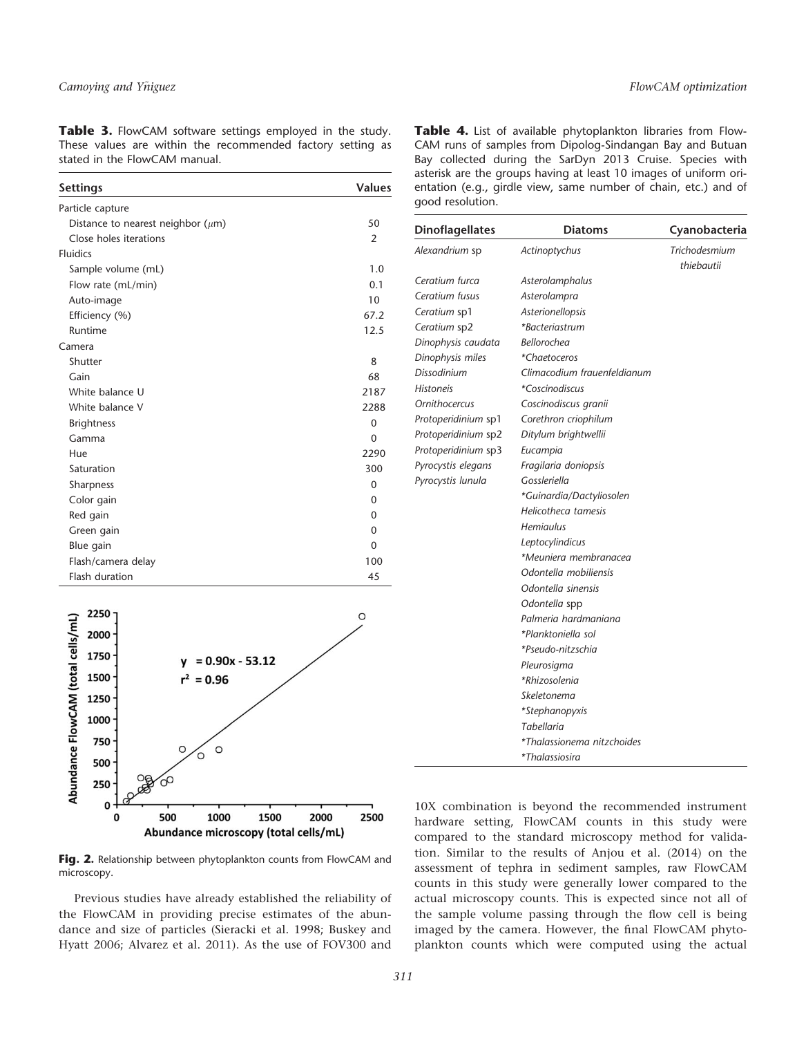**Table 3.** FlowCAM software settings employed in the study. These values are within the recommended factory setting as stated in the FlowCAM manual.

| Settings | Values |
|---|---|
| Particle capture | |
| Distance to nearest neighbor ($\mu$m) | 50 |
| Close holes iterations | 2 |
| Fluidics | |
| Sample volume (mL) | 1.0 |
| Flow rate (mL/min) | 0.1 |
| Auto-image | 10 |
| Efficiency (%) | 67.2 |
| Runtime | 12.5 |
| Camera | |
| Shutter | 8 |
| Gain | 68 |
| White balance U | 2187 |
| White balance V | 2288 |
| Brightness | 0 |
| Gamma | 0 |
| Hue | 2290 |
| Saturation | 300 |
| Sharpness | 0 |
| Color gain | 0 |
| Red gain | 0 |
| Green gain | 0 |
| Blue gain | 0 |
| Flash/camera delay | 100 |
| Flash duration | 45 |

**Fig. 2.** Relationship between phytoplankton counts from FlowCAM and microscopy.

Previous studies have already established the reliability of the FlowCAM in providing precise estimates of the abundance and size of particles (Sieracki et al. 1998; Buskey and Hyatt 2006; Alvarez et al. 2011). As the use of FOV300 and 10X combination is beyond the recommended instrument hardware setting, FlowCAM counts in this study were compared to the standard microscopy method for validation. Similar to the results of Anjou et al. (2014) on the assessment of tephra in sediment samples, raw FlowCAM counts in this study were generally lower compared to the actual microscopy counts. This is expected since not all of the sample volume passing through the flow cell is being imaged by the camera. However, the final FlowCAM phytoplankton counts which were computed using the actual

**Table 4.** List of available phytoplankton libraries from FlowCAM runs of samples from Dipolog-Sindangan Bay and Butuan Bay collected during the SarDyn 2013 Cruise. Species with asterisk are the groups having at least 10 images of uniform orientation (e.g., girdle view, same number of chain, etc.) and of good resolution.

| Dinoflagellates | Diatoms | Cyanobacteria |
|---|---|---|
| *Alexandrium* sp | *Actinoptychus* | *Trichodesmium thiebautii* |
| *Ceratium furca* | *Asterolamphalus* | |
| *Ceratium fusus* | *Asterolampra* | |
| *Ceratium* sp1 | *Asterionellopsis* | |
| *Ceratium* sp2 | **Bacteriastrum* | |
| *Dinophysis caudata* | *Bellorochea* | |
| *Dinophysis miles* | **Chaetoceros* | |
| *Dissodinium* | *Climacodium frauenfeldianum* | |
| *Histoneis* | **Coscinodiscus* | |
| *Ornithocercus* | *Coscinodiscus granii* | |
| *Protoperidinium* sp1 | *Corethron criophilum* | |
| *Protoperidinium* sp2 | *Ditylum brightwellii* | |
| *Protoperidinium* sp3 | *Eucampia* | |
| *Pyrocystis elegans* | *Fragilaria doniopsis* | |
| *Pyrocystis lunula* | *Gossleriella* | |
| | **Guinardia/Dactyliosolen* | |
| | *Helicotheca tamesis* | |
| | *Hemiaulus* | |
| | *Leptocylindicus* | |
| | **Meuniera membranacea* | |
| | *Odontella mobiliensis* | |
| | *Odontella sinensis* | |
| | *Odontella* spp | |
| | *Palmeria hardmaniana* | |
| | **Planktoniella sol* | |
| | **Pseudo-nitzschia* | |
| | *Pleurosigma* | |
| | **Rhizosolenia* | |
| | *Skeletonema* | |
| | **Stephanopyxis* | |
| | *Tabellaria* | |
| | **Thalassionema nitzchoides* | |
| | **Thalassiosira* | |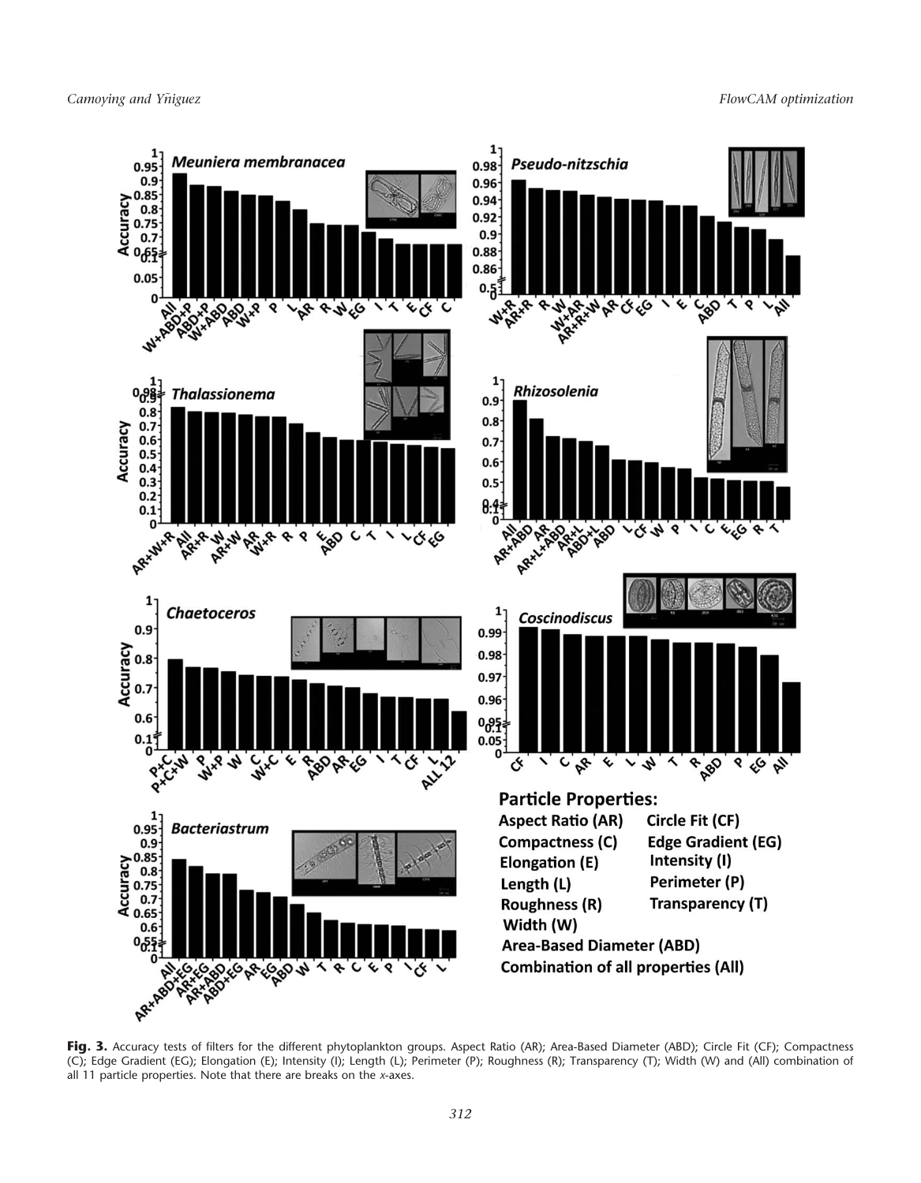**Fig. 3.** Accuracy tests of filters for the different phytoplankton groups. Aspect Ratio (AR); Area-Based Diameter (ABD); Circle Fit (CF); Compactness (C); Edge Gradient (EG); Elongation (E); Intensity (I); Length (L); Perimeter (P); Roughness (R); Transparency (T); Width (W) and (All) combination of all 11 particle properties. Note that there are breaks on the *x*-axes.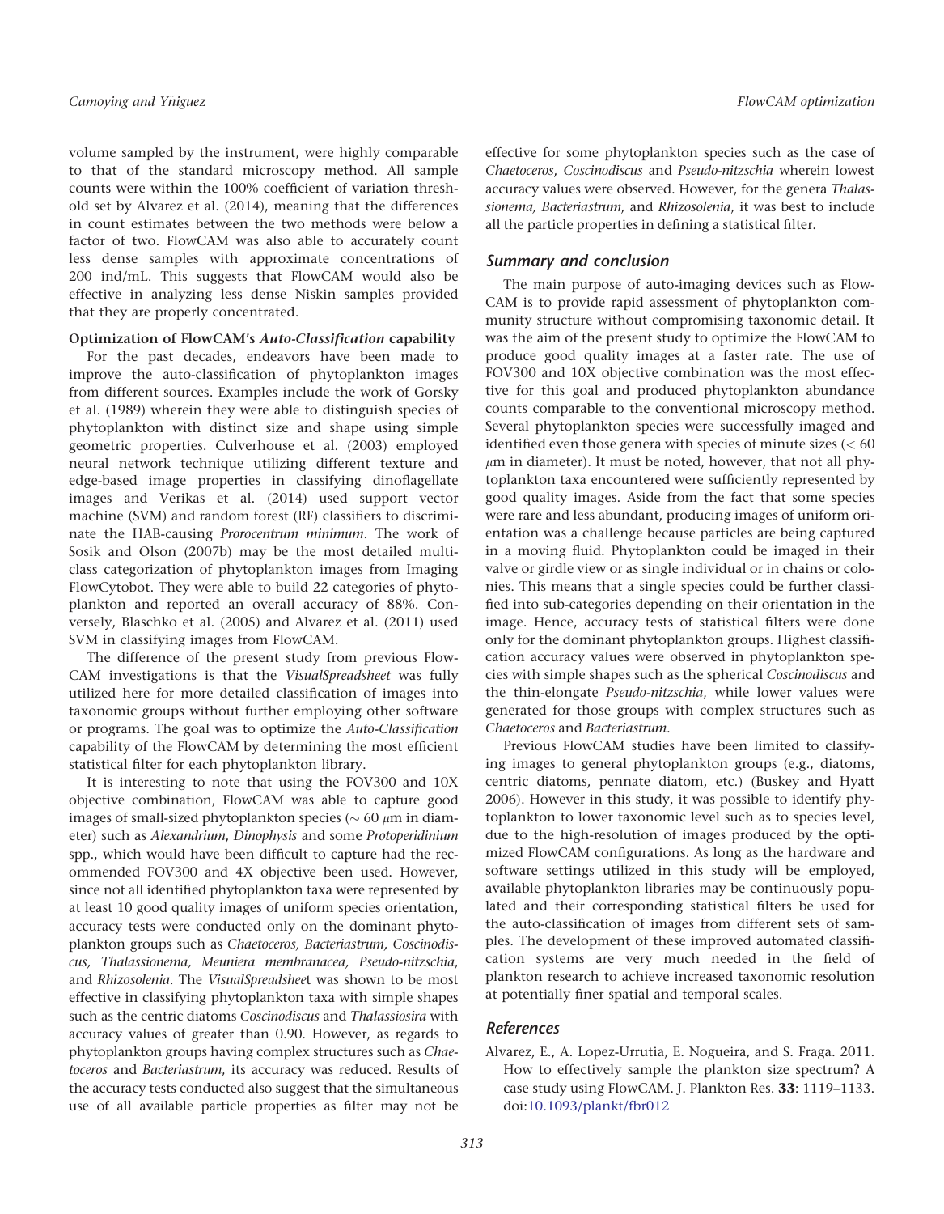volume sampled by the instrument, were highly comparable to that of the standard microscopy method. All sample counts were within the 100% coefficient of variation threshold set by Alvarez et al. (2014), meaning that the differences in count estimates between the two methods were below a factor of two. FlowCAM was also able to accurately count less dense samples with approximate concentrations of 200 ind/mL. This suggests that FlowCAM would also be effective in analyzing less dense Niskin samples provided that they are properly concentrated.

**Optimization of FlowCAM's *Auto-Classification* capability**

For the past decades, endeavors have been made to improve the auto-classification of phytoplankton images from different sources. Examples include the work of Gorsky et al. (1989) wherein they were able to distinguish species of phytoplankton with distinct size and shape using simple geometric properties. Culverhouse et al. (2003) employed neural network technique utilizing different texture and edge-based image properties in classifying dinoflagellate images and Verikas et al. (2014) used support vector machine (SVM) and random forest (RF) classifiers to discriminate the HAB-causing *Prorocentrum minimum*. The work of Sosik and Olson (2007b) may be the most detailed multi-class categorization of phytoplankton images from Imaging FlowCytobot. They were able to build 22 categories of phytoplankton and reported an overall accuracy of 88%. Conversely, Blaschko et al. (2005) and Alvarez et al. (2011) used SVM in classifying images from FlowCAM.

The difference of the present study from previous FlowCAM investigations is that the *VisualSpreadsheet* was fully utilized here for more detailed classification of images into taxonomic groups without further employing other software or programs. The goal was to optimize the *Auto-Classification* capability of the FlowCAM by determining the most efficient statistical filter for each phytoplankton library.

It is interesting to note that using the FOV300 and 10X objective combination, FlowCAM was able to capture good images of small-sized phytoplankton species (~ 60 $\mu$m in diameter) such as *Alexandrium*, *Dinophysis* and some *Protoperidinium* spp., which would have been difficult to capture had the recommended FOV300 and 4X objective been used. However, since not all identified phytoplankton taxa were represented by at least 10 good quality images of uniform species orientation, accuracy tests were conducted only on the dominant phytoplankton groups such as *Chaetoceros, Bacteriastrum, Coscinodiscus, Thalassionema, Meuniera membranacea, Pseudo-nitzschia*, and *Rhizosolenia*. The *VisualSpreadsheet* was shown to be most effective in classifying phytoplankton taxa with simple shapes such as the centric diatoms *Coscinodiscus* and *Thalassiosira* with accuracy values of greater than 0.90. However, as regards to phytoplankton groups having complex structures such as *Chaetoceros* and *Bacteriastrum*, its accuracy was reduced. Results of the accuracy tests conducted also suggest that the simultaneous use of all available particle properties as filter may not be effective for some phytoplankton species such as the case of *Chaetoceros*, *Coscinodiscus* and *Pseudo-nitzschia* wherein lowest accuracy values were observed. However, for the genera *Thalassionema, Bacteriastrum*, and *Rhizosolenia*, it was best to include all the particle properties in defining a statistical filter.

## Summary and conclusion

The main purpose of auto-imaging devices such as FlowCAM is to provide rapid assessment of phytoplankton community structure without compromising taxonomic detail. It was the aim of the present study to optimize the FlowCAM to produce good quality images at a faster rate. The use of FOV300 and 10X objective combination was the most effective for this goal and produced phytoplankton abundance counts comparable to the conventional microscopy method. Several phytoplankton species were successfully imaged and identified even those genera with species of minute sizes (< 60 $\mu$m in diameter). It must be noted, however, that not all phytoplankton taxa encountered were sufficiently represented by good quality images. Aside from the fact that some species were rare and less abundant, producing images of uniform orientation was a challenge because particles are being captured in a moving fluid. Phytoplankton could be imaged in their valve or girdle view or as single individual or in chains or colonies. This means that a single species could be further classified into sub-categories depending on their orientation in the image. Hence, accuracy tests of statistical filters were done only for the dominant phytoplankton groups. Highest classification accuracy values were observed in phytoplankton species with simple shapes such as the spherical *Coscinodiscus* and the thin-elongate *Pseudo-nitzschia*, while lower values were generated for those groups with complex structures such as *Chaetoceros* and *Bacteriastrum*.

Previous FlowCAM studies have been limited to classifying images to general phytoplankton groups (e.g., diatoms, centric diatoms, pennate diatom, etc.) (Buskey and Hyatt 2006). However in this study, it was possible to identify phytoplankton to lower taxonomic level such as to species level, due to the high-resolution of images produced by the optimized FlowCAM configurations. As long as the hardware and software settings utilized in this study will be employed, available phytoplankton libraries may be continuously populated and their corresponding statistical filters be used for the auto-classification of images from different sets of samples. The development of these improved automated classification systems are very much needed in the field of plankton research to achieve increased taxonomic resolution at potentially finer spatial and temporal scales.

## References

Alvarez, E., A. Lopez-Urrutia, E. Nogueira, and S. Fraga. 2011. How to effectively sample the plankton size spectrum? A case study using FlowCAM. J. Plankton Res. **33**: 1119–1133. doi:10.1093/plankt/fbr012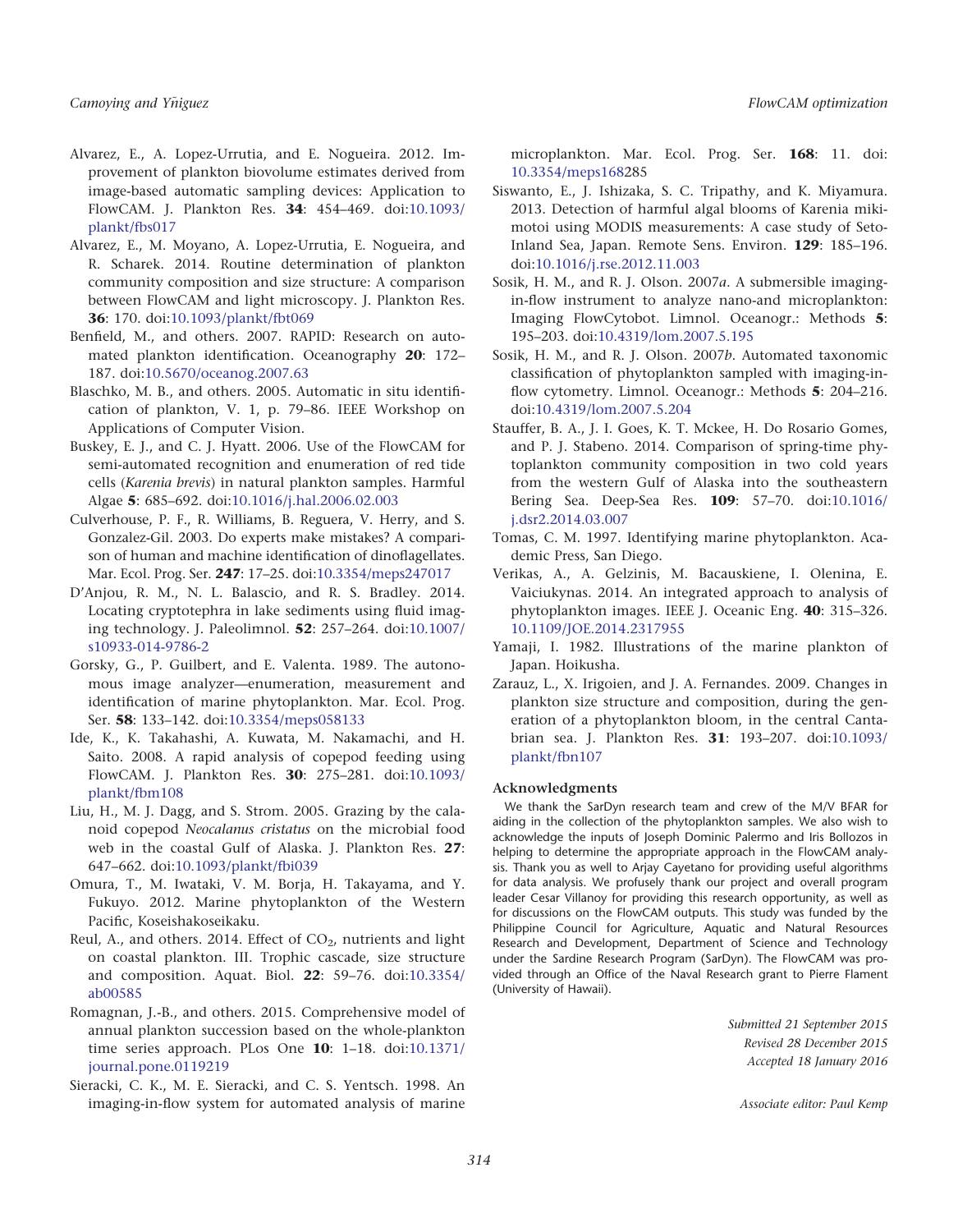Alvarez, E., A. Lopez-Urrutia, and E. Nogueira. 2012. Improvement of plankton biovolume estimates derived from image-based automatic sampling devices: Application to FlowCAM. J. Plankton Res. **34**: 454–469. doi:10.1093/plankt/fbs017

Alvarez, E., M. Moyano, A. Lopez-Urrutia, E. Nogueira, and R. Scharek. 2014. Routine determination of plankton community composition and size structure: A comparison between FlowCAM and light microscopy. J. Plankton Res. **36**: 170. doi:10.1093/plankt/fbt069

Benfield, M., and others. 2007. RAPID: Research on automated plankton identification. Oceanography **20**: 172–187. doi:10.5670/oceanog.2007.63

Blaschko, M. B., and others. 2005. Automatic in situ identification of plankton, V. 1, p. 79–86. IEEE Workshop on Applications of Computer Vision.

Buskey, E. J., and C. J. Hyatt. 2006. Use of the FlowCAM for semi-automated recognition and enumeration of red tide cells (*Karenia brevis*) in natural plankton samples. Harmful Algae **5**: 685–692. doi:10.1016/j.hal.2006.02.003

Culverhouse, P. F., R. Williams, B. Reguera, V. Herry, and S. Gonzalez-Gil. 2003. Do experts make mistakes? A comparison of human and machine identification of dinoflagellates. Mar. Ecol. Prog. Ser. **247**: 17–25. doi:10.3354/meps247017

D'Anjou, R. M., N. L. Balascio, and R. S. Bradley. 2014. Locating cryptotephra in lake sediments using fluid imaging technology. J. Paleolimnol. **52**: 257–264. doi:10.1007/s10933-014-9786-2

Gorsky, G., P. Guilbert, and E. Valenta. 1989. The autonomous image analyzer—enumeration, measurement and identification of marine phytoplankton. Mar. Ecol. Prog. Ser. **58**: 133–142. doi:10.3354/meps058133

Ide, K., K. Takahashi, A. Kuwata, M. Nakamachi, and H. Saito. 2008. A rapid analysis of copepod feeding using FlowCAM. J. Plankton Res. **30**: 275–281. doi:10.1093/plankt/fbm108

Liu, H., M. J. Dagg, and S. Strom. 2005. Grazing by the calanoid copepod *Neocalanus cristatus* on the microbial food web in the coastal Gulf of Alaska. J. Plankton Res. **27**: 647–662. doi:10.1093/plankt/fbi039

Omura, T., M. Iwataki, V. M. Borja, H. Takayama, and Y. Fukuyo. 2012. Marine phytoplankton of the Western Pacific, Koseishakoseikaku.

Reul, A., and others. 2014. Effect of $CO_2$, nutrients and light on coastal plankton. III. Trophic cascade, size structure and composition. Aquat. Biol. **22**: 59–76. doi:10.3354/ab00585

Romagnan, J.-B., and others. 2015. Comprehensive model of annual plankton succession based on the whole-plankton time series approach. PLos One **10**: 1–18. doi:10.1371/journal.pone.0119219

Sieracki, C. K., M. E. Sieracki, and C. S. Yentsch. 1998. An imaging-in-flow system for automated analysis of marine microplankton. Mar. Ecol. Prog. Ser. **168**: 11. doi:10.3354/meps168285

Siswanto, E., J. Ishizaka, S. C. Tripathy, and K. Miyamura. 2013. Detection of harmful algal blooms of Karenia mikimotoi using MODIS measurements: A case study of Seto-Inland Sea, Japan. Remote Sens. Environ. **129**: 185–196. doi:10.1016/j.rse.2012.11.003

Sosik, H. M., and R. J. Olson. 2007*a*. A submersible imaging-in-flow instrument to analyze nano-and microplankton: Imaging FlowCytobot. Limnol. Oceanogr.: Methods **5**: 195–203. doi:10.4319/lom.2007.5.195

Sosik, H. M., and R. J. Olson. 2007*b*. Automated taxonomic classification of phytoplankton sampled with imaging-in-flow cytometry. Limnol. Oceanogr.: Methods **5**: 204–216. doi:10.4319/lom.2007.5.204

Stauffer, B. A., J. I. Goes, K. T. Mckee, H. Do Rosario Gomes, and P. J. Stabeno. 2014. Comparison of spring-time phytoplankton community composition in two cold years from the western Gulf of Alaska into the southeastern Bering Sea. Deep-Sea Res. **109**: 57–70. doi:10.1016/j.dsr2.2014.03.007

Tomas, C. M. 1997. Identifying marine phytoplankton. Academic Press, San Diego.

Verikas, A., A. Gelzinis, M. Bacauskiene, I. Olenina, E. Vaiciukynas. 2014. An integrated approach to analysis of phytoplankton images. IEEE J. Oceanic Eng. **40**: 315–326. 10.1109/JOE.2014.2317955

Yamaji, I. 1982. Illustrations of the marine plankton of Japan. Hoikusha.

Zarauz, L., X. Irigoien, and J. A. Fernandes. 2009. Changes in plankton size structure and composition, during the generation of a phytoplankton bloom, in the central Cantabrian sea. J. Plankton Res. **31**: 193–207. doi:10.1093/plankt/fbn107

## Acknowledgments

We thank the SarDyn research team and crew of the M/V BFAR for aiding in the collection of the phytoplankton samples. We also wish to acknowledge the inputs of Joseph Dominic Palermo and Iris Bollozos in helping to determine the appropriate approach in the FlowCAM analysis. Thank you as well to Arjay Cayetano for providing useful algorithms for data analysis. We profusely thank our project and overall program leader Cesar Villanoy for providing this research opportunity, as well as for discussions on the FlowCAM outputs. This study was funded by the Philippine Council for Agriculture, Aquatic and Natural Resources Research and Development, Department of Science and Technology under the Sardine Research Program (SarDyn). The FlowCAM was provided through an Office of the Naval Research grant to Pierre Flament (University of Hawaii).

*Submitted 21 September 2015*
*Revised 28 December 2015*
*Accepted 18 January 2016*

*Associate editor: Paul Kemp*